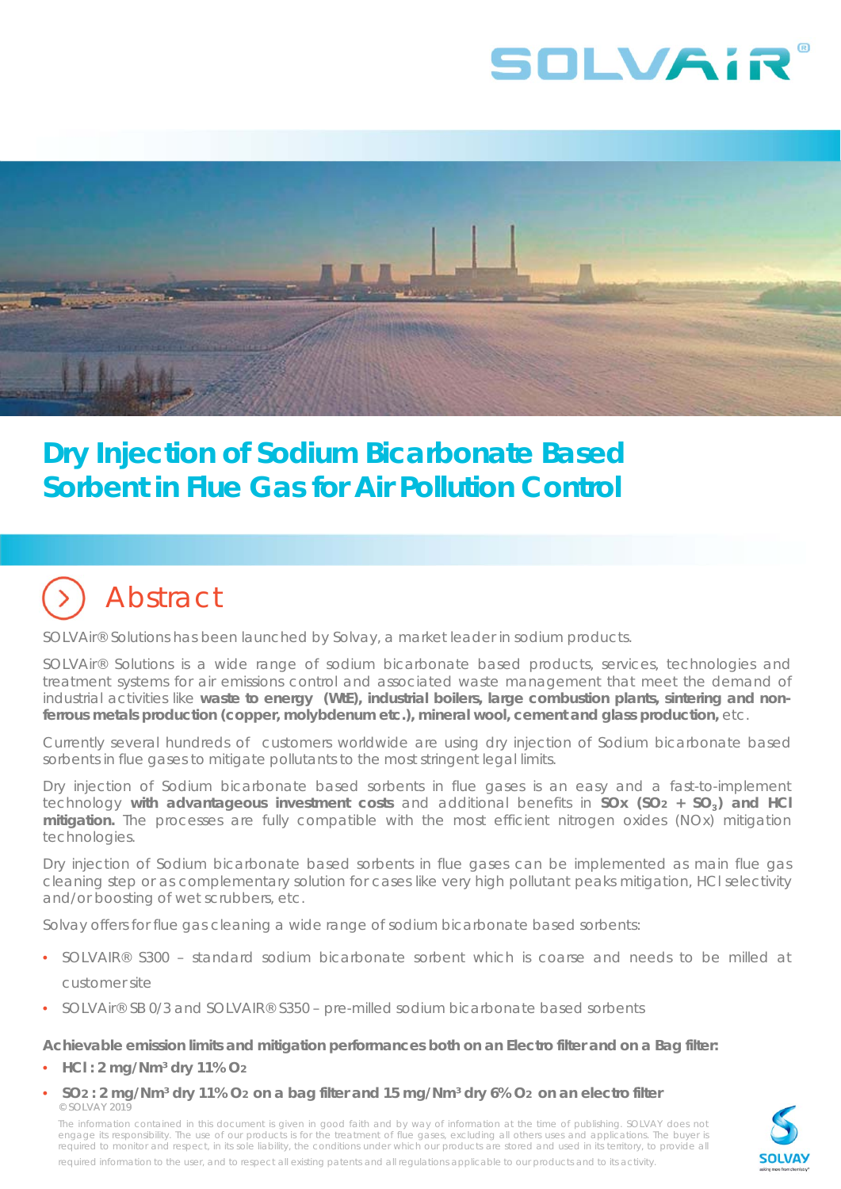# Dry Injection of Sodium Bicarbonate Based Sorbent in Flue Gas for Air Pollution Control

## Abstract

SOLVAir® Solutions has been launched by Solvay, a market leader in sodium products.

SOLVAir® Solutions is a wide range of sodium bicarbonate based products, services, technologies and treatment systems for air emissions control and associated waste management that meet the demand of industrial activities like **waste to energy (WtE), industrial boilers, large combustion plants, sintering and non-ferrous metals production (copper, molybdenum etc.), mineral wool, cement and glass production,** etc.

Currently several hundreds of customers worldwide are using dry injection of Sodium bicarbonate based sorbents in flue gases to mitigate pollutants to the most stringent legal limits.

Dry injection of Sodium bicarbonate based sorbents in flue gases is an easy and a fast-to-implement technology **with advantageous investment costs** and additional benefits in **SOx ($SO_2$ + $SO_3$) and HCl mitigation.** The processes are fully compatible with the most efficient nitrogen oxides (NOx) mitigation technologies.

Dry injection of Sodium bicarbonate based sorbents in flue gases can be implemented as main flue gas cleaning step or as complementary solution for cases like very high pollutant peaks mitigation, HCl selectivity and/or boosting of wet scrubbers, etc.

Solvay offers for flue gas cleaning a wide range of sodium bicarbonate based sorbents:

- SOLVAIR® S300 – standard sodium bicarbonate sorbent which is coarse and needs to be milled at customer site
- SOLVAir® SB 0/3 and SOLVAIR® S350 – pre-milled sodium bicarbonate based sorbents

**Achievable emission limits and mitigation performances both on an Electro filter and on a Bag filter:**

- **HCl : 2 mg/Nm³ dry 11% $O_2$**
- **$SO_2$ : 2 mg/Nm³ dry 11% $O_2$ on a bag filter and 15 mg/Nm³ dry 6% $O_2$ on an electro filter**

© SOLVAY 2019

The information contained in this document is given in good faith and by way of information at the time of publishing. SOLVAY does not engage its responsibility. The use of our products is for the treatment of flue gases, excluding all others uses and applications. The buyer is required to monitor and respect, in its sole liability, the conditions under which our products are stored and used in its territory, to provide all required information to the user, and to respect all existing patents and all regulations applicable to our products and to its activity.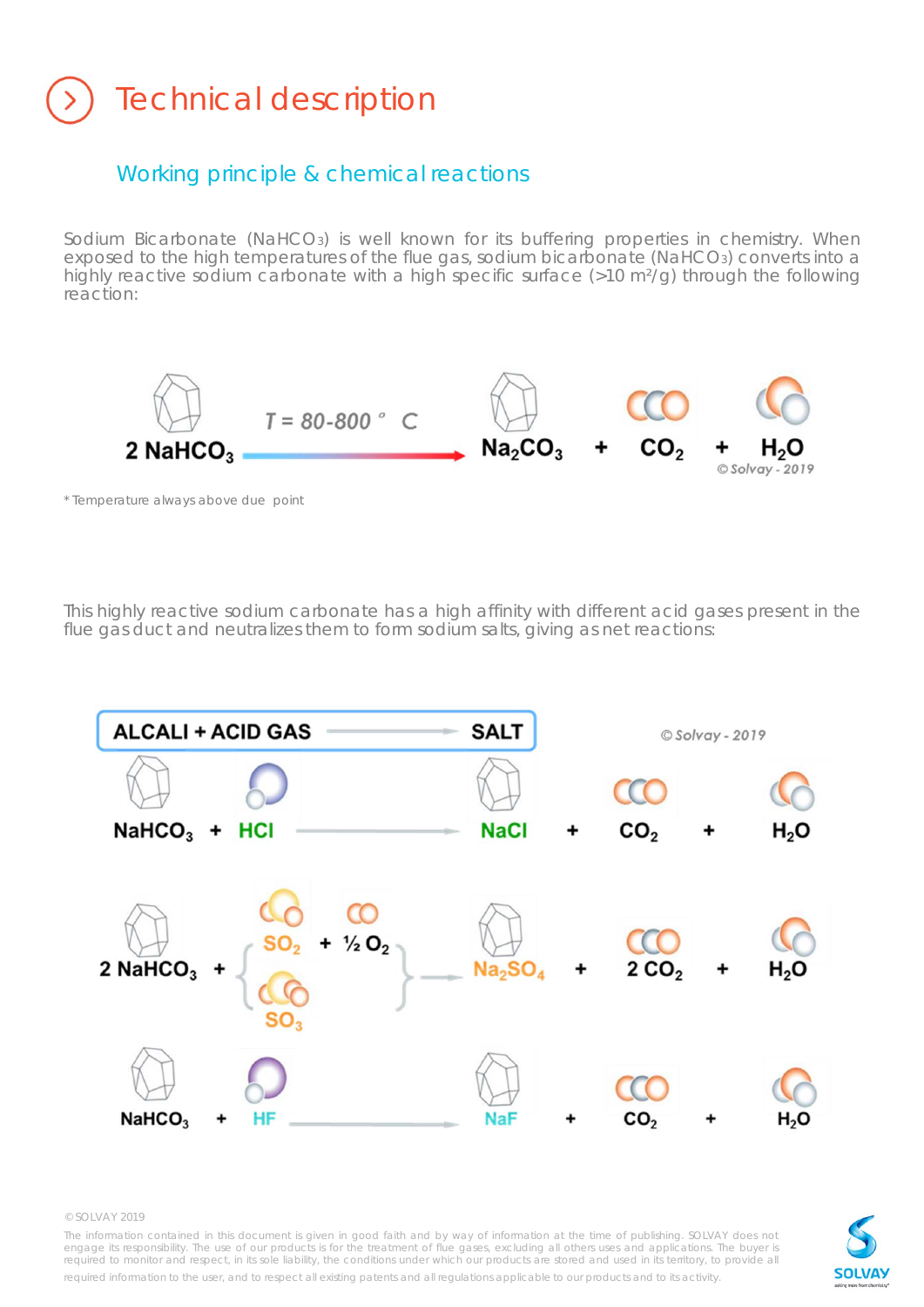# Technical description

## Working principle & chemical reactions

Sodium Bicarbonate ($NaHCO_3$) is well known for its buffering properties in chemistry. When exposed to the high temperatures of the flue gas, sodium bicarbonate ($NaHCO_3$) converts into a highly reactive sodium carbonate with a high specific surface (>10 m²/g) through the following reaction:

$$2\,NaHCO_3 \xrightarrow{T = 80\text{-}800\ ^\circ C} Na_2CO_3 + CO_2 + H_2O$$

© Solvay - 2019

* Temperature always above due point

This highly reactive sodium carbonate has a high affinity with different acid gases present in the flue gas duct and neutralizes them to form sodium salts, giving as net reactions:

**ALCALI + ACID GAS → SALT**

© Solvay - 2019

$$NaHCO_3 + HCl \rightarrow NaCl + CO_2 + H_2O$$

$$2\,NaHCO_3 + \left\{ \begin{array}{l} SO_2 + \tfrac{1}{2}\,O_2 \\ SO_3 \end{array} \right\} \rightarrow Na_2SO_4 + 2\,CO_2 + H_2O$$

$$NaHCO_3 + HF \rightarrow NaF + CO_2 + H_2O$$

© SOLVAY 2019

The information contained in this document is given in good faith and by way of information at the time of publishing. SOLVAY does not engage its responsibility. The use of our products is for the treatment of flue gases, excluding all others uses and applications. The buyer is required to monitor and respect, in its sole liability, the conditions under which our products are stored and used in its territory, to provide all required information to the user, and to respect all existing patents and all regulations applicable to our products and to its activity.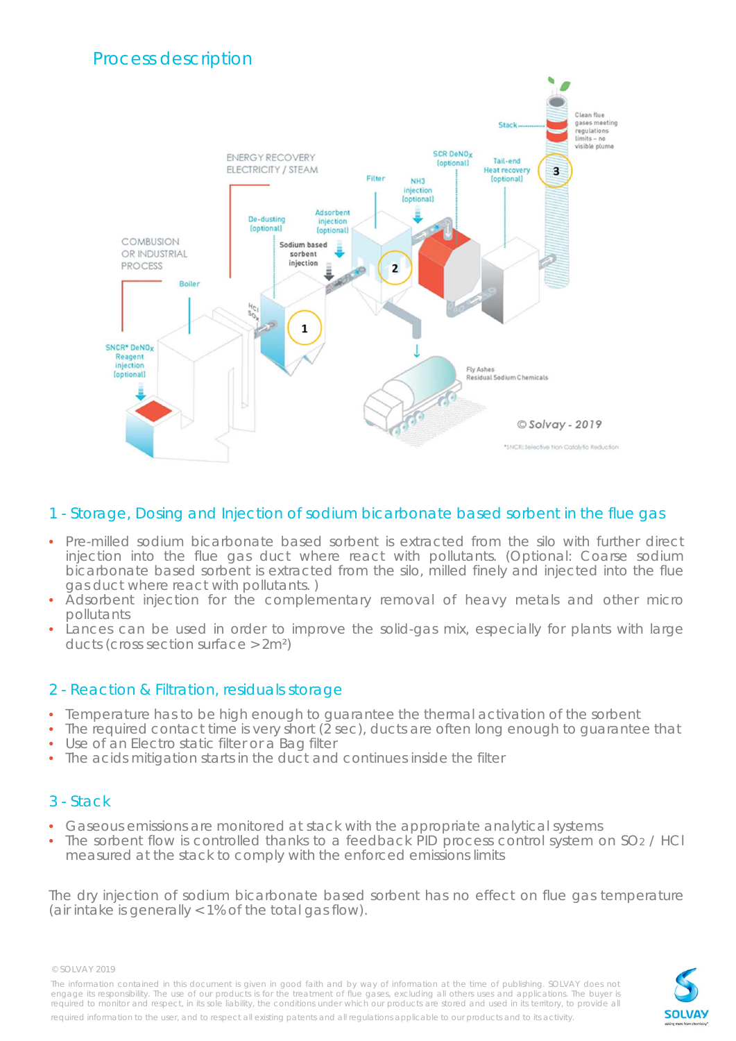## Process description

### 1 - Storage, Dosing and Injection of sodium bicarbonate based sorbent in the flue gas

- Pre-milled sodium bicarbonate based sorbent is extracted from the silo with further direct injection into the flue gas duct where react with pollutants. (Optional: Coarse sodium bicarbonate based sorbent is extracted from the silo, milled finely and injected into the flue gas duct where react with pollutants. )
- Adsorbent injection for the complementary removal of heavy metals and other micro pollutants
- Lances can be used in order to improve the solid-gas mix, especially for plants with large ducts (cross section surface >2m²)

### 2 - Reaction & Filtration, residuals storage

- Temperature has to be high enough to guarantee the thermal activation of the sorbent
- The required contact time is very short (2 sec), ducts are often long enough to guarantee that
- Use of an Electro static filter or a Bag filter
- The acids mitigation starts in the duct and continues inside the filter

### 3 - Stack

- Gaseous emissions are monitored at stack with the appropriate analytical systems
- The sorbent flow is controlled thanks to a feedback PID process control system on $SO_2$ / HCl measured at the stack to comply with the enforced emissions limits

The dry injection of sodium bicarbonate based sorbent has no effect on flue gas temperature (air intake is generally <1% of the total gas flow).

© SOLVAY 2019

The information contained in this document is given in good faith and by way of information at the time of publishing. SOLVAY does not engage its responsibility. The use of our products is for the treatment of flue gases, excluding all others uses and applications. The buyer is required to monitor and respect, in its sole liability, the conditions under which our products are stored and used in its territory, to provide all required information to the user, and to respect all existing patents and all regulations applicable to our products and to its activity.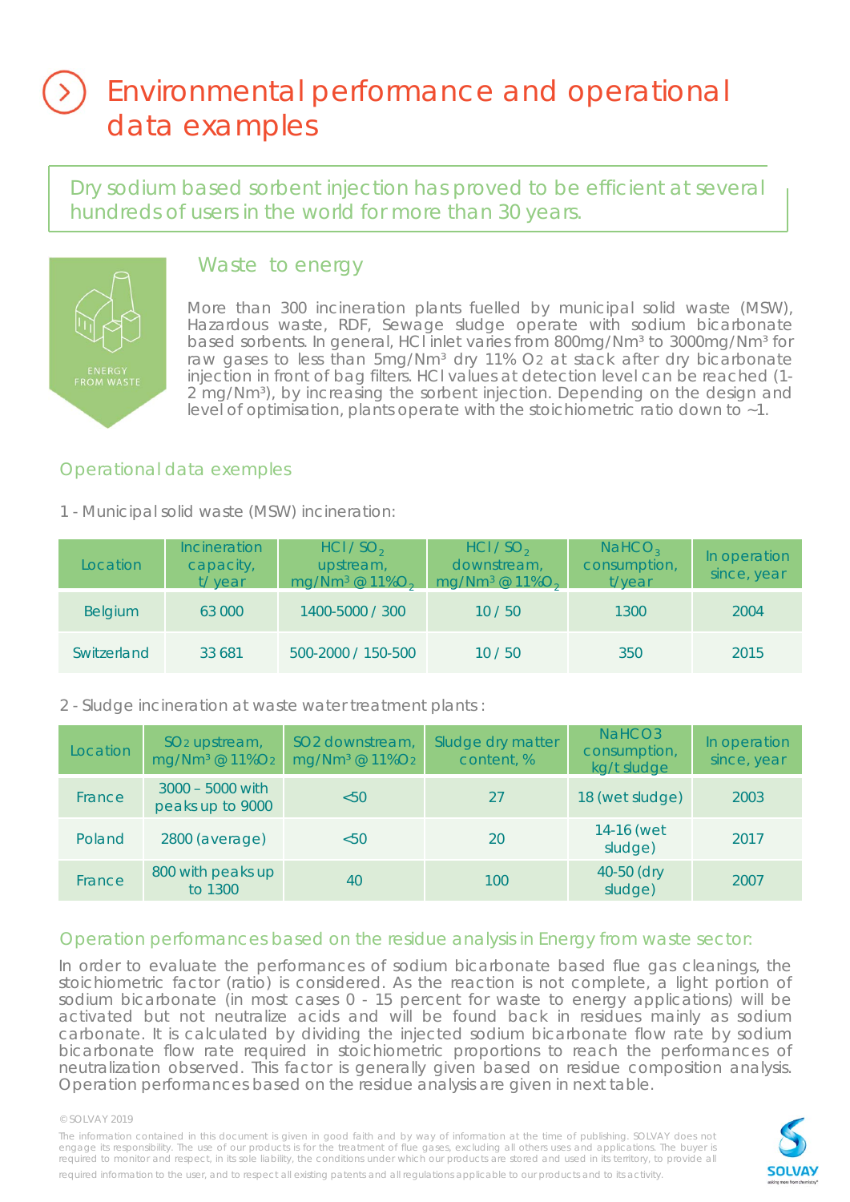# Environmental performance and operational data examples

Dry sodium based sorbent injection has proved to be efficient at several hundreds of users in the world for more than 30 years.

ENERGY FROM WASTE

## Waste to energy

More than 300 incineration plants fuelled by municipal solid waste (MSW), Hazardous waste, RDF, Sewage sludge operate with sodium bicarbonate based sorbents. In general, HCl inlet varies from 800mg/Nm³ to 3000mg/Nm³ for raw gases to less than 5mg/Nm³ dry 11% $O_2$ at stack after dry bicarbonate injection in front of bag filters. HCl values at detection level can be reached (1-2 mg/Nm³), by increasing the sorbent injection. Depending on the design and level of optimisation, plants operate with the stoichiometric ratio down to ~1.

### Operational data exemples

1 - Municipal solid waste (MSW) incineration:

| Location | Incineration capacity, t/ year | HCl / $SO_2$ upstream, mg/Nm³ @ 11% $O_2$ | HCl / $SO_2$ downstream, mg/Nm³ @ 11% $O_2$ | $NaHCO_3$ consumption, t/year | In operation since, year |
|---|---|---|---|---|---|
| Belgium | 63 000 | 1400-5000 / 300 | 10 / 50 | 1300 | 2004 |
| Switzerland | 33 681 | 500-2000 / 150-500 | 10 / 50 | 350 | 2015 |

2 - Sludge incineration at waste water treatment plants :

| Location | $SO_2$ upstream, mg/Nm³ @ 11% $O_2$ | $SO_2$ downstream, mg/Nm³ @ 11% $O_2$ | Sludge dry matter content, % | $NaHCO_3$ consumption, kg/t sludge | In operation since, year |
|---|---|---|---|---|---|
| France | 3000 – 5000 with peaks up to 9000 | <50 | 27 | 18 (wet sludge) | 2003 |
| Poland | 2800 (average) | <50 | 20 | 14-16 (wet sludge) | 2017 |
| France | 800 with peaks up to 1300 | 40 | 100 | 40-50 (dry sludge) | 2007 |

### Operation performances based on the residue analysis in Energy from waste sector:

In order to evaluate the performances of sodium bicarbonate based flue gas cleanings, the stoichiometric factor (ratio) is considered. As the reaction is not complete, a light portion of sodium bicarbonate (in most cases 0 - 15 percent for waste to energy applications) will be activated but not neutralize acids and will be found back in residues mainly as sodium carbonate. It is calculated by dividing the injected sodium bicarbonate flow rate by sodium bicarbonate flow rate required in stoichiometric proportions to reach the performances of neutralization observed. This factor is generally given based on residue composition analysis. Operation performances based on the residue analysis are given in next table.

© SOLVAY 2019

The information contained in this document is given in good faith and by way of information at the time of publishing. SOLVAY does not engage its responsibility. The use of our products is for the treatment of flue gases, excluding all others uses and applications. The buyer is required to monitor and respect, in its sole liability, the conditions under which our products are stored and used in its territory, to provide all required information to the user, and to respect all existing patents and all regulations applicable to our products and to its activity.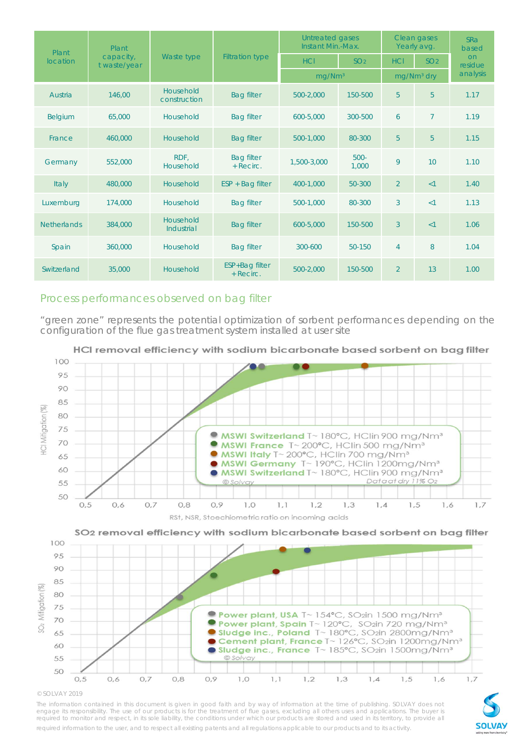| Plant location | Plant capacity, t waste/year | Waste type | Filtration type | Untreated gases Instant Min.-Max. | | Clean gases Yearly avg. | | SRa based on residue analysis |
|---|---|---|---|---|---|---|---|---|
| | | | | HCl | $SO_2$ | HCl | $SO_2$ | |
| | | | | mg/Nm³ | | mg/Nm³ dry | | |
| Austria | 146,00 | Household construction | Bag filter | 500-2,000 | 150-500 | 5 | 5 | 1.17 |
| Belgium | 65,000 | Household | Bag filter | 600-5,000 | 300-500 | 6 | 7 | 1.19 |
| France | 460,000 | Household | Bag filter | 500-1,000 | 80-300 | 5 | 5 | 1.15 |
| Germany | 552,000 | RDF, Household | Bag filter + Recirc. | 1,500-3,000 | 500-1,000 | 9 | 10 | 1.10 |
| Italy | 480,000 | Household | ESP + Bag filter | 400-1,000 | 50-300 | 2 | <1 | 1.40 |
| Luxemburg | 174,000 | Household | Bag filter | 500-1,000 | 80-300 | 3 | <1 | 1.13 |
| Netherlands | 384,000 | Household Industrial | Bag filter | 600-5,000 | 150-500 | 3 | <1 | 1.06 |
| Spain | 360,000 | Household | Bag filter | 300-600 | 50-150 | 4 | 8 | 1.04 |
| Switzerland | 35,000 | Household | ESP+Bag filter + Recirc. | 500-2,000 | 150-500 | 2 | 13 | 1.00 |

## Process performances observed on bag filter

“green zone” represents the potential optimization of sorbent performances depending on the configuration of the flue gas treatment system installed at user site

**HCl removal efficiency with sodium bicarbonate based sorbent on bag filter**

- MSWI Switzerland T~ 180°C, HCl in 900 mg/Nm³
- MSWI France T~ 200°C, HCl in 500 mg/Nm³
- MSWI Italy T~ 200°C, HCl in 700 mg/Nm³
- MSWI Germany T~ 190°C, HCl in 1200mg/Nm³
- MSWI Switzerland T~ 180°C, HCl in 900 mg/Nm³

© Solvay — Data at dry 11% $O_2$

Y-axis: HCl Mitigation (%) — X-axis: RSt, NSR, Stoechiometric ratio on incoming acids

**SO2 removal efficiency with sodium bicarbonate based sorbent on bag filter**

- Power plant, USA T~ 154°C, $SO_2$ in 1500 mg/Nm³
- Power plant, Spain T~ 120°C, $SO_2$ in 720 mg/Nm³
- Sludge inc., Poland T~ 180°C, $SO_2$ in 2800mg/Nm³
- Cement plant, France T~ 126°C, $SO_2$ in 1200mg/Nm³
- Sludge inc., France T~ 185°C, $SO_2$ in 1500mg/Nm³

© Solvay

Y-axis: $SO_2$ Mitigation (%)

© SOLVAY 2019

The information contained in this document is given in good faith and by way of information at the time of publishing. SOLVAY does not engage its responsibility. The use of our products is for the treatment of flue gases, excluding all others uses and applications. The buyer is required to monitor and respect, in its sole liability, the conditions under which our products are stored and used in its territory, to provide all required information to the user, and to respect all existing patents and all regulations applicable to our products and to its activity.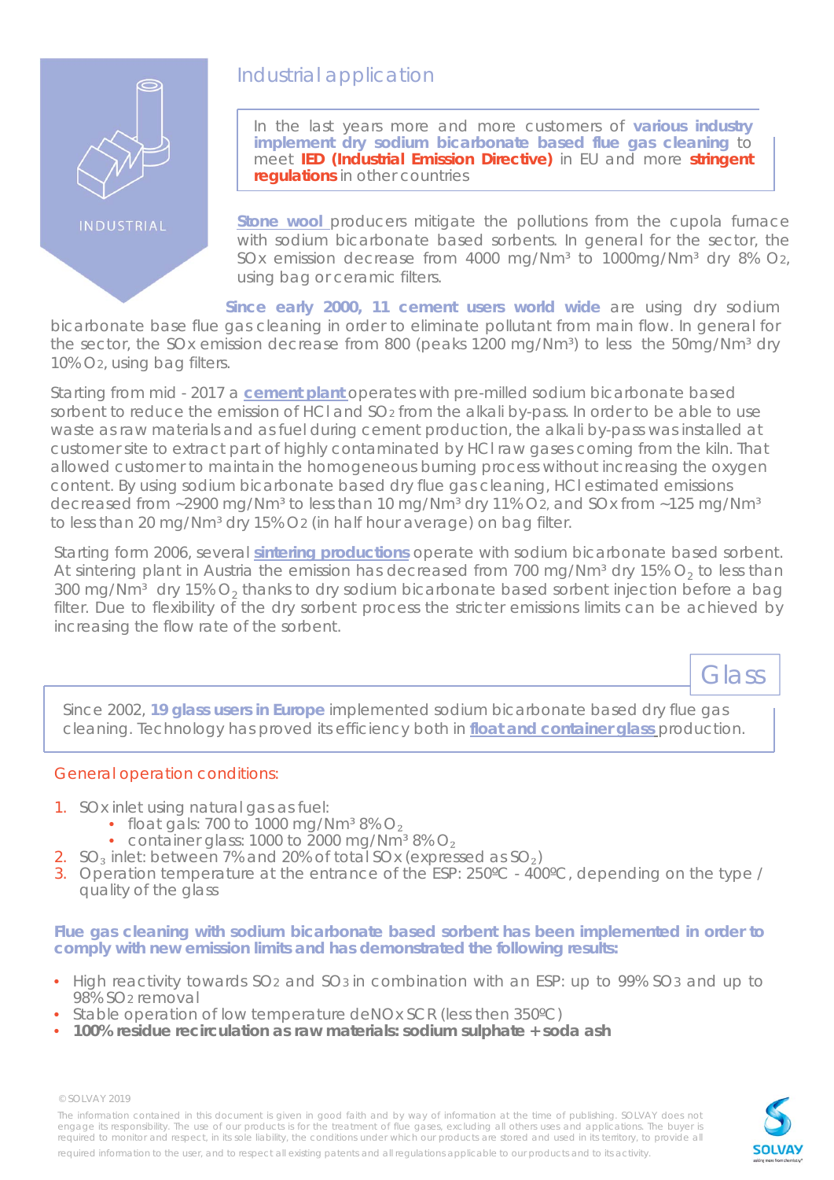INDUSTRIAL

## Industrial application

In the last years more and more customers of **various industry implement dry sodium bicarbonate based flue gas cleaning** to meet **IED (Industrial Emission Directive)** in EU and more **stringent regulations** in other countries

**Stone wool** producers mitigate the pollutions from the cupola furnace with sodium bicarbonate based sorbents. In general for the sector, the SOx emission decrease from 4000 mg/Nm³ to 1000mg/Nm³ dry 8% $O_2$, using bag or ceramic filters.

**Since early 2000, 11 cement users world wide** are using dry sodium bicarbonate base flue gas cleaning in order to eliminate pollutant from main flow. In general for the sector, the SOx emission decrease from 800 (peaks 1200 mg/Nm³) to less the 50mg/Nm³ dry 10% $O_2$, using bag filters.

Starting from mid - 2017 a **cement plant** operates with pre-milled sodium bicarbonate based sorbent to reduce the emission of HCl and $SO_2$ from the alkali by-pass. In order to be able to use waste as raw materials and as fuel during cement production, the alkali by-pass was installed at customer site to extract part of highly contaminated by HCl raw gases coming from the kiln. That allowed customer to maintain the homogeneous burning process without increasing the oxygen content. By using sodium bicarbonate based dry flue gas cleaning, HCl estimated emissions decreased from ~2900 mg/Nm³ to less than 10 mg/Nm³ dry 11% $O_2$, and SOx from ~125 mg/Nm³ to less than 20 mg/Nm³ dry 15% $O_2$ (in half hour average) on bag filter.

Starting form 2006, several **sintering productions** operate with sodium bicarbonate based sorbent. At sintering plant in Austria the emission has decreased from 700 mg/Nm³ dry 15% $O_2$ to less than 300 mg/Nm³ dry 15% $O_2$ thanks to dry sodium bicarbonate based sorbent injection before a bag filter. Due to flexibility of the dry sorbent process the stricter emissions limits can be achieved by increasing the flow rate of the sorbent.

## Glass

Since 2002, **19 glass users in Europe** implemented sodium bicarbonate based dry flue gas cleaning. Technology has proved its efficiency both in **float and container glass** production.

### General operation conditions:

1. SOx inlet using natural gas as fuel:
   - float gals: 700 to 1000 mg/Nm³ 8% $O_2$
   - container glass: 1000 to 2000 mg/Nm³ 8% $O_2$
2. $SO_3$ inlet: between 7% and 20% of total SOx (expressed as $SO_2$)
3. Operation temperature at the entrance of the ESP: 250ºC - 400ºC, depending on the type / quality of the glass

**Flue gas cleaning with sodium bicarbonate based sorbent has been implemented in order to comply with new emission limits and has demonstrated the following results:**

- High reactivity towards $SO_2$ and $SO_3$ in combination with an ESP: up to 99% $SO_3$ and up to 98% $SO_2$ removal
- Stable operation of low temperature deNOx SCR (less then 350ºC)
- **100% residue recirculation as raw materials: sodium sulphate + soda ash**

© SOLVAY 2019

The information contained in this document is given in good faith and by way of information at the time of publishing. SOLVAY does not engage its responsibility. The use of our products is for the treatment of flue gases, excluding all others uses and applications. The buyer is required to monitor and respect, in its sole liability, the conditions under which our products are stored and used in its territory, to provide all required information to the user, and to respect all existing patents and all regulations applicable to our products and to its activity.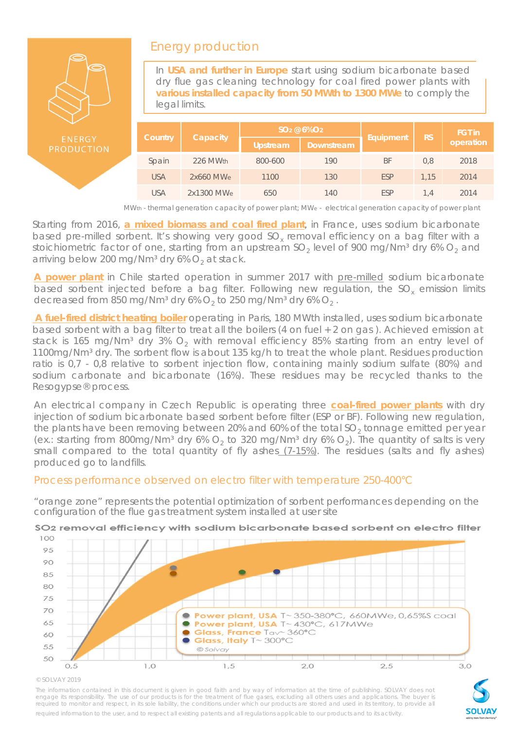ENERGY PRODUCTION

## Energy production

In **USA and further in Europe** start using sodium bicarbonate based dry flue gas cleaning technology for coal fired power plants with **various installed capacity from 50 MWth to 1300 MWe** to comply the legal limits.

| Country | Capacity | $SO_2$ @6%$O_2$ | | Equipment | RS | FGT in operation |
|---|---|---|---|---|---|---|
| | | Upstream | Downstream | | | |
| Spain | 226 $MW_{th}$ | 800-600 | 190 | BF | 0,8 | 2018 |
| USA | 2x660 $MW_e$ | 1100 | 130 | ESP | 1,15 | 2014 |
| USA | 2x1300 $MW_e$ | 650 | 140 | ESP | 1,4 | 2014 |

$MW_{th}$ - thermal generation capacity of power plant; $MW_e$ - electrical generation capacity of power plant

Starting from 2016, **a mixed biomass and coal fired plant**, in France, uses sodium bicarbonate based pre-milled sorbent. It's showing very good $SO_x$ removal efficiency on a bag filter with a stoichiometric factor of one, starting from an upstream $SO_2$ level of 900 mg/Nm³ dry 6% $O_2$ and arriving below 200 mg/Nm³ dry 6% $O_2$ at stack.

**A power plant** in Chile started operation in summer 2017 with pre-milled sodium bicarbonate based sorbent injected before a bag filter. Following new regulation, the $SO_x$ emission limits decreased from 850 mg/Nm³ dry 6% $O_2$ to 250 mg/Nm³ dry 6% $O_2$ .

**A fuel-fired district heating boiler** operating in Paris, 180 MWth installed, uses sodium bicarbonate based sorbent with a bag filter to treat all the boilers (4 on fuel + 2 on gas ). Achieved emission at stack is 165 mg/Nm³ dry 3% $O_2$ with removal efficiency 85% starting from an entry level of 1100mg/Nm³ dry. The sorbent flow is about 135 kg/h to treat the whole plant. Residues production ratio is 0,7 - 0,8 relative to sorbent injection flow, containing mainly sodium sulfate (80%) and sodium carbonate and bicarbonate (16%). These residues may be recycled thanks to the Resogypse® process.

An electrical company in Czech Republic is operating three **coal-fired power plants** with dry injection of sodium bicarbonate based sorbent before filter (ESP or BF). Following new regulation, the plants have been removing between 20% and 60% of the total $SO_2$ tonnage emitted per year (ex.: starting from 800mg/Nm³ dry 6% $O_2$ to 320 mg/Nm³ dry 6% $O_2$). The quantity of salts is very small compared to the total quantity of fly ashes (7-15%). The residues (salts and fly ashes) produced go to landfills.

### Process performance observed on electro filter with temperature 250-400°C

"orange zone" represents the potential optimization of sorbent performances depending on the configuration of the flue gas treatment system installed at user site

**SO2 removal efficiency with sodium bicarbonate based sorbent on electro filter**

- Power plant, USA T~ 350-380°C, 660MWe, 0,65%S coal
- Power plant, USA T~ 430°C, 617MWe
- Glass, France Tav~ 360°C
- Glass, Italy T~ 300°C

© Solvay

© SOLVAY 2019

The information contained in this document is given in good faith and by way of information at the time of publishing. SOLVAY does not engage its responsibility. The use of our products is for the treatment of flue gases, excluding all others uses and applications. The buyer is required to monitor and respect, in its sole liability, the conditions under which our products are stored and used in its territory, to provide all required information to the user, and to respect all existing patents and all regulations applicable to our products and to its activity.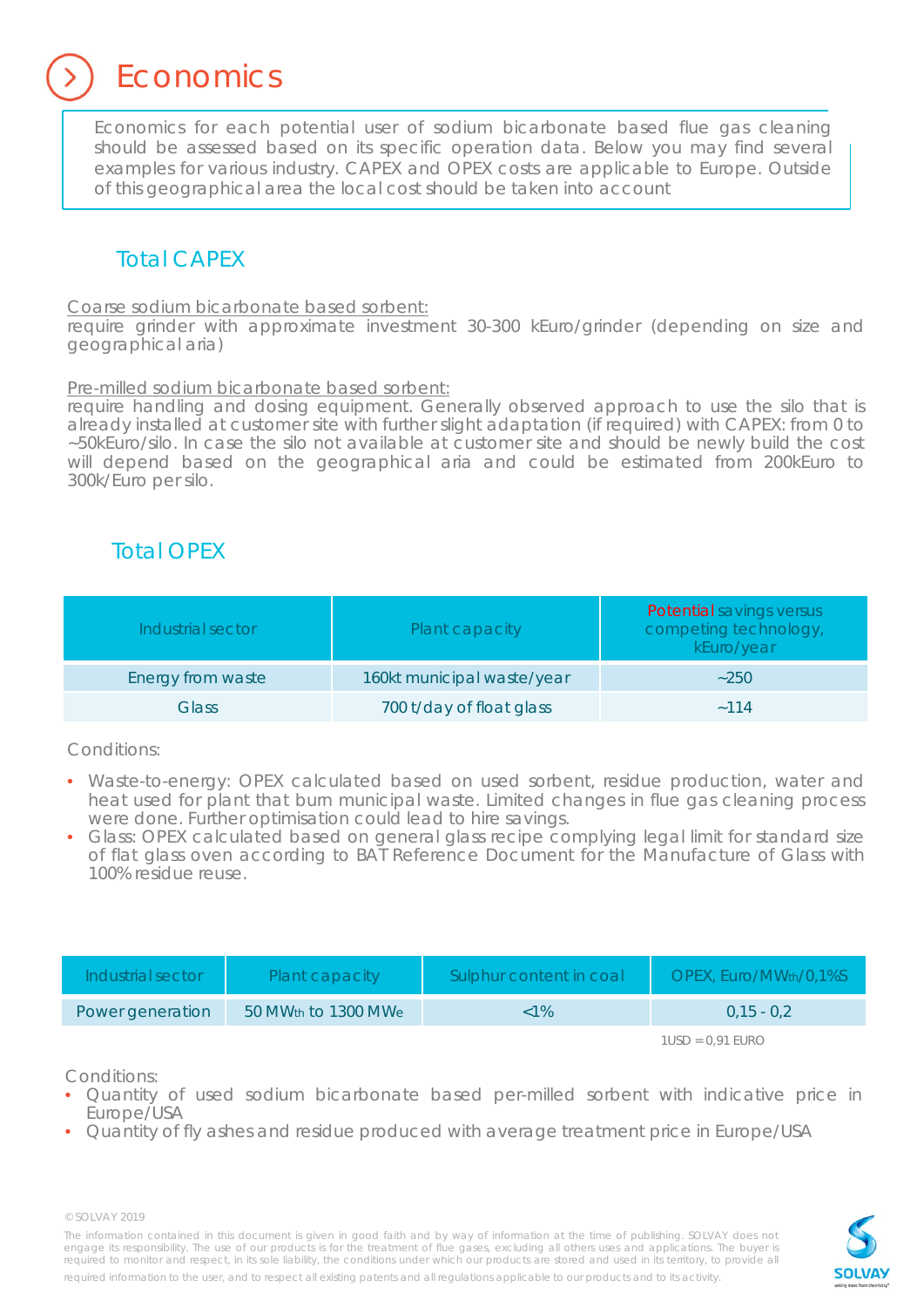# Economics

Economics for each potential user of sodium bicarbonate based flue gas cleaning should be assessed based on its specific operation data. Below you may find several examples for various industry. CAPEX and OPEX costs are applicable to Europe. Outside of this geographical area the local cost should be taken into account

## Total CAPEX

Coarse sodium bicarbonate based sorbent:
require grinder with approximate investment 30-300 kEuro/grinder (depending on size and geographical aria)

Pre-milled sodium bicarbonate based sorbent:
require handling and dosing equipment. Generally observed approach to use the silo that is already installed at customer site with further slight adaptation (if required) with CAPEX: from 0 to ~50kEuro/silo. In case the silo not available at customer site and should be newly build the cost will depend based on the geographical aria and could be estimated from 200kEuro to 300k/Euro per silo.

## Total OPEX

| Industrial sector | Plant capacity | Potential savings versus competing technology, kEuro/year |
|---|---|---|
| Energy from waste | 160kt municipal waste/year | ~250 |
| Glass | 700 t/day of float glass | ~114 |

Conditions:

- Waste-to-energy: OPEX calculated based on used sorbent, residue production, water and heat used for plant that burn municipal waste. Limited changes in flue gas cleaning process were done. Further optimisation could lead to hire savings.
- Glass: OPEX calculated based on general glass recipe complying legal limit for standard size of flat glass oven according to BAT Reference Document for the Manufacture of Glass with 100% residue reuse.

| Industrial sector | Plant capacity | Sulphur content in coal | OPEX, Euro/$MW_{th}$/0,1%S |
|---|---|---|---|
| Power generation | 50 $MW_{th}$ to 1300 $MW_e$ | <1% | 0,15 - 0,2 |

1USD = 0,91 EURO

Conditions:
- Quantity of used sodium bicarbonate based per-milled sorbent with indicative price in Europe/USA
- Quantity of fly ashes and residue produced with average treatment price in Europe/USA

© SOLVAY 2019

The information contained in this document is given in good faith and by way of information at the time of publishing. SOLVAY does not engage its responsibility. The use of our products is for the treatment of flue gases, excluding all others uses and applications. The buyer is required to monitor and respect, in its sole liability, the conditions under which our products are stored and used in its territory, to provide all required information to the user, and to respect all existing patents and all regulations applicable to our products and to its activity.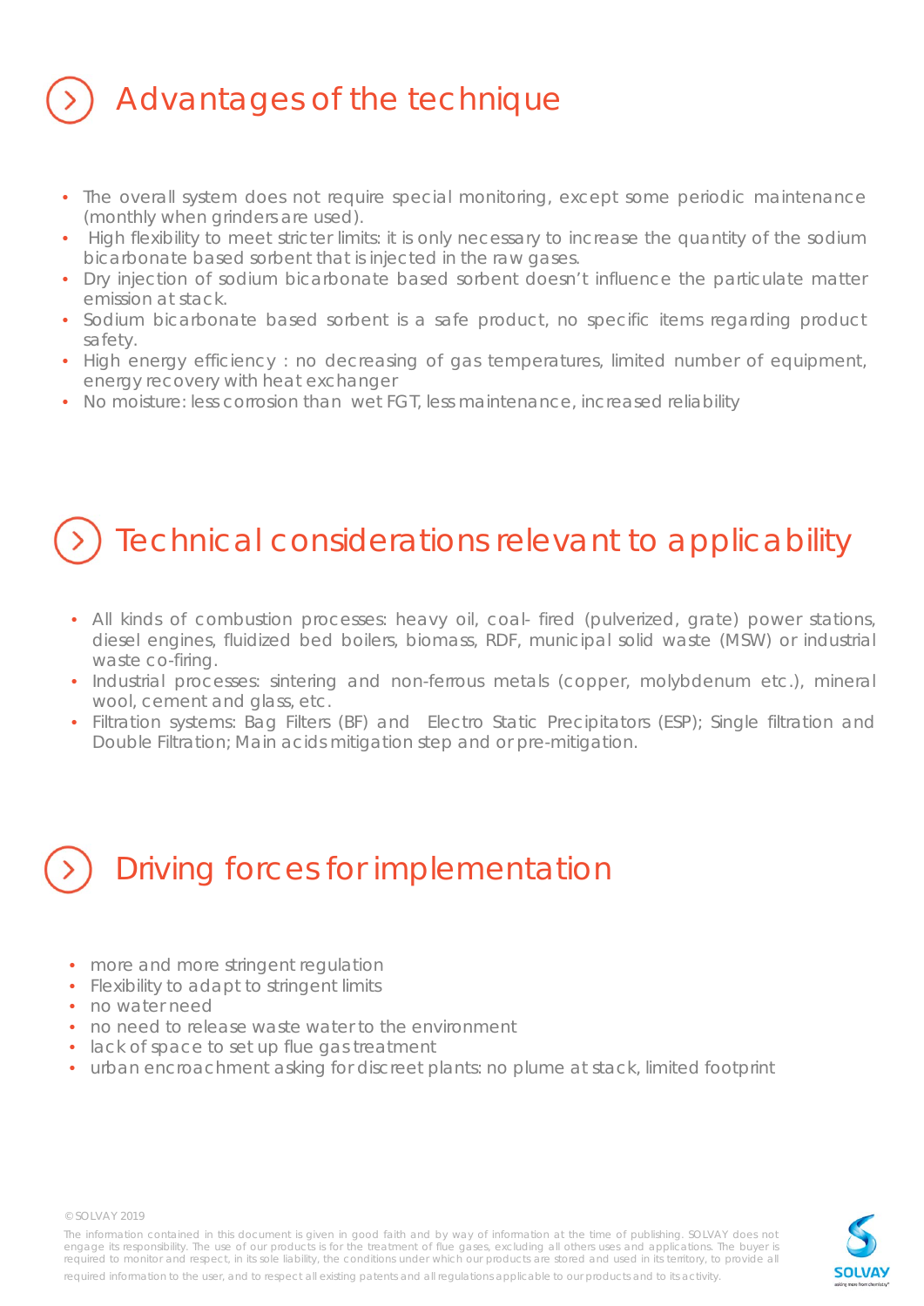## Advantages of the technique

- The overall system does not require special monitoring, except some periodic maintenance (monthly when grinders are used).
- High flexibility to meet stricter limits: it is only necessary to increase the quantity of the sodium bicarbonate based sorbent that is injected in the raw gases.
- Dry injection of sodium bicarbonate based sorbent doesn't influence the particulate matter emission at stack.
- Sodium bicarbonate based sorbent is a safe product, no specific items regarding product safety.
- High energy efficiency : no decreasing of gas temperatures, limited number of equipment, energy recovery with heat exchanger
- No moisture: less corrosion than wet FGT, less maintenance, increased reliability

## Technical considerations relevant to applicability

- All kinds of combustion processes: heavy oil, coal- fired (pulverized, grate) power stations, diesel engines, fluidized bed boilers, biomass, RDF, municipal solid waste (MSW) or industrial waste co-firing.
- Industrial processes: sintering and non-ferrous metals (copper, molybdenum etc.), mineral wool, cement and glass, etc.
- Filtration systems: Bag Filters (BF) and Electro Static Precipitators (ESP); Single filtration and Double Filtration; Main acids mitigation step and or pre-mitigation.

## Driving forces for implementation

- more and more stringent regulation
- Flexibility to adapt to stringent limits
- no water need
- no need to release waste water to the environment
- lack of space to set up flue gas treatment
- urban encroachment asking for discreet plants: no plume at stack, limited footprint

© SOLVAY 2019

The information contained in this document is given in good faith and by way of information at the time of publishing. SOLVAY does not engage its responsibility. The use of our products is for the treatment of flue gases, excluding all others uses and applications. The buyer is required to monitor and respect, in its sole liability, the conditions under which our products are stored and used in its territory, to provide all required information to the user, and to respect all existing patents and all regulations applicable to our products and to its activity.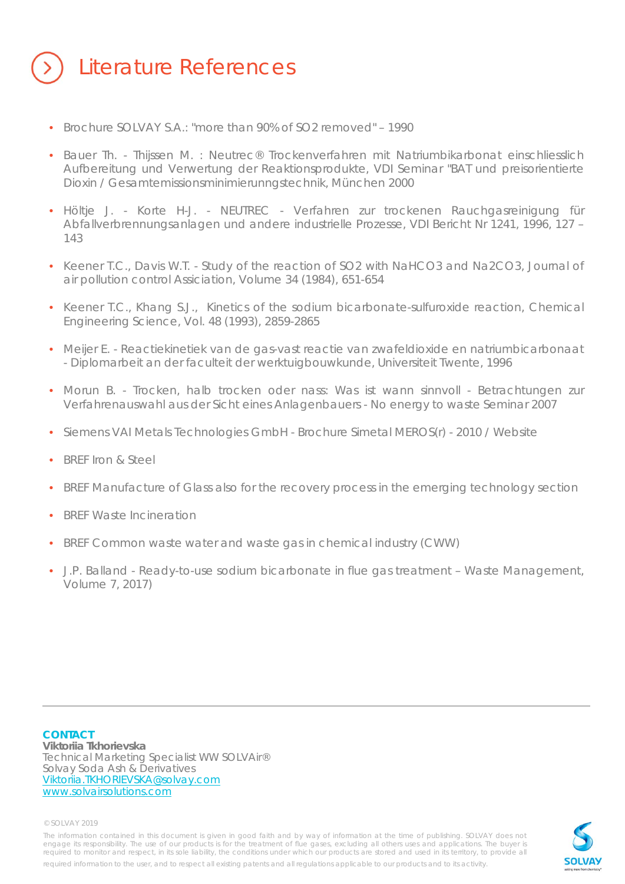# Literature References

- Brochure SOLVAY S.A.: "more than 90% of SO2 removed" – 1990
- Bauer Th. - Thijssen M. : Neutrec® Trockenverfahren mit Natriumbikarbonat einschliesslich Aufbereitung und Verwertung der Reaktionsprodukte, VDI Seminar "BAT und preisorientierte Dioxin / Gesamtemissionsminimierunngstechnik, München 2000
- Höltje J. - Korte H-J. - NEUTREC - Verfahren zur trockenen Rauchgasreinigung für Abfallverbrennungsanlagen und andere industrielle Prozesse, VDI Bericht Nr 1241, 1996, 127 – 143
- Keener T.C., Davis W.T. - Study of the reaction of $SO_2$ with $NaHCO_3$ and $Na_2CO_3$, Journal of air pollution control Assiciation, Volume 34 (1984), 651-654
- Keener T.C., Khang S.J., Kinetics of the sodium bicarbonate-sulfuroxide reaction, Chemical Engineering Science, Vol. 48 (1993), 2859-2865
- Meijer E. - Reactiekinetiek van de gas-vast reactie van zwafeldioxide en natriumbicarbonaat - Diplomarbeit an der faculteit der werktuigbouwkunde, Universiteit Twente, 1996
- Morun B. - Trocken, halb trocken oder nass: Was ist wann sinnvoll - Betrachtungen zur Verfahrenauswahl aus der Sicht eines Anlagenbauers - No energy to waste Seminar 2007
- Siemens VAI Metals Technologies GmbH - Brochure Simetal MEROS(r) - 2010 / Website
- BREF Iron & Steel
- BREF Manufacture of Glass also for the recovery process in the emerging technology section
- BREF Waste Incineration
- BREF Common waste water and waste gas in chemical industry (CWW)
- J.P. Balland - Ready-to-use sodium bicarbonate in flue gas treatment – Waste Management, Volume 7, 2017)

---

**CONTACT**
**Viktoriia Tkhorievska**
Technical Marketing Specialist WW SOLVAir®
Solvay Soda Ash & Derivatives
Viktoriia.TKHORIEVSKA@solvay.com
www.solvairsolutions.com

© SOLVAY 2019

The information contained in this document is given in good faith and by way of information at the time of publishing. SOLVAY does not engage its responsibility. The use of our products is for the treatment of flue gases, excluding all others uses and applications. The buyer is required to monitor and respect, in its sole liability, the conditions under which our products are stored and used in its territory, to provide all required information to the user, and to respect all existing patents and all regulations applicable to our products and to its activity.